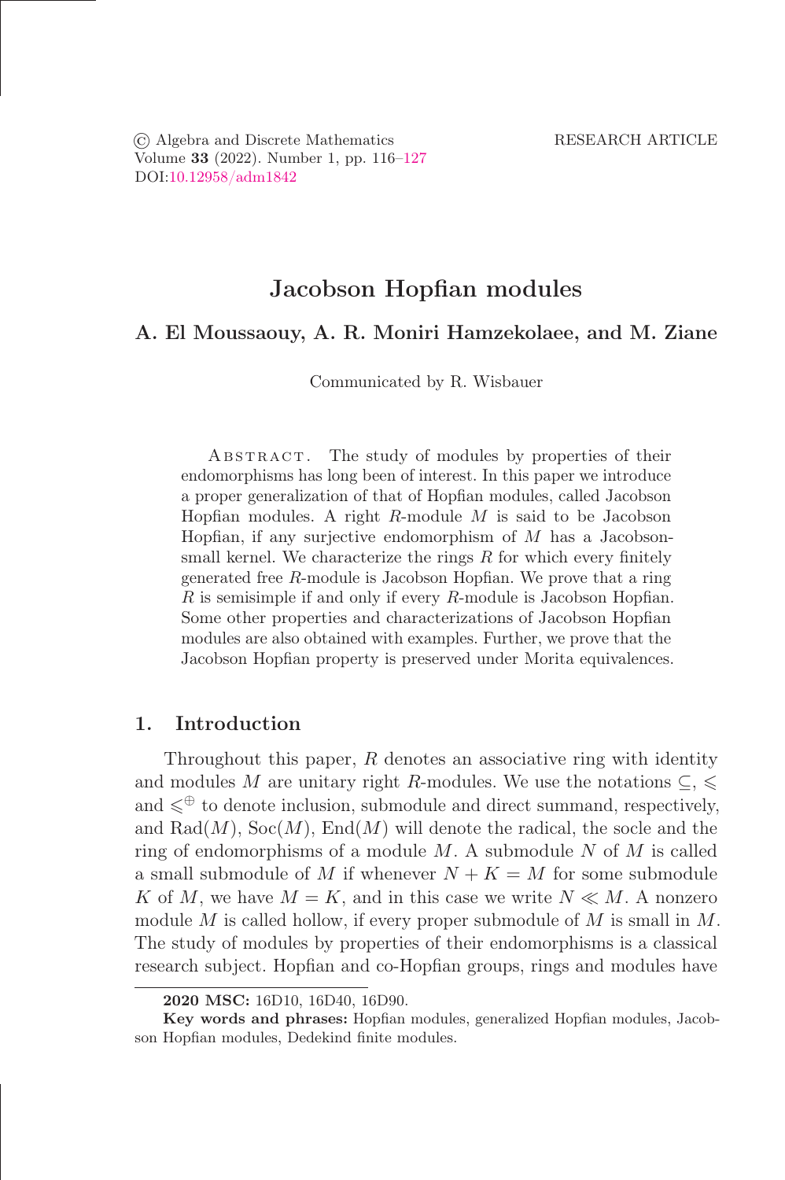# Jacobson Hopfian modules

**A. El Moussaouy, A. R. Moniri Hamzekolaee, and M. Ziane**

Communicated by R. Wisbauer

Abstract. The study of modules by properties of their endomorphisms has long been of interest. In this paper we introduce a proper generalization of that of Hopfian modules, called Jacobson Hopfian modules. A right $R$-module $M$ is said to be Jacobson Hopfian, if any surjective endomorphism of $M$ has a Jacobson-small kernel. We characterize the rings $R$ for which every finitely generated free $R$-module is Jacobson Hopfian. We prove that a ring $R$ is semisimple if and only if every $R$-module is Jacobson Hopfian. Some other properties and characterizations of Jacobson Hopfian modules are also obtained with examples. Further, we prove that the Jacobson Hopfian property is preserved under Morita equivalences.

## 1. Introduction

Throughout this paper, $R$ denotes an associative ring with identity and modules $M$ are unitary right $R$-modules. We use the notations $\subseteq$, $\leqslant$ and $\leqslant^{\oplus}$ to denote inclusion, submodule and direct summand, respectively, and $\text{Rad}(M)$, $\text{Soc}(M)$, $\text{End}(M)$ will denote the radical, the socle and the ring of endomorphisms of a module $M$. A submodule $N$ of $M$ is called a small submodule of $M$ if whenever $N + K = M$ for some submodule $K$ of $M$, we have $M = K$, and in this case we write $N \ll M$. A nonzero module $M$ is called hollow, if every proper submodule of $M$ is small in $M$. The study of modules by properties of their endomorphisms is a classical research subject. Hopfian and co-Hopfian groups, rings and modules have

**2020 MSC:** 16D10, 16D40, 16D90.

**Key words and phrases:** Hopfian modules, generalized Hopfian modules, Jacobson Hopfian modules, Dedekind finite modules.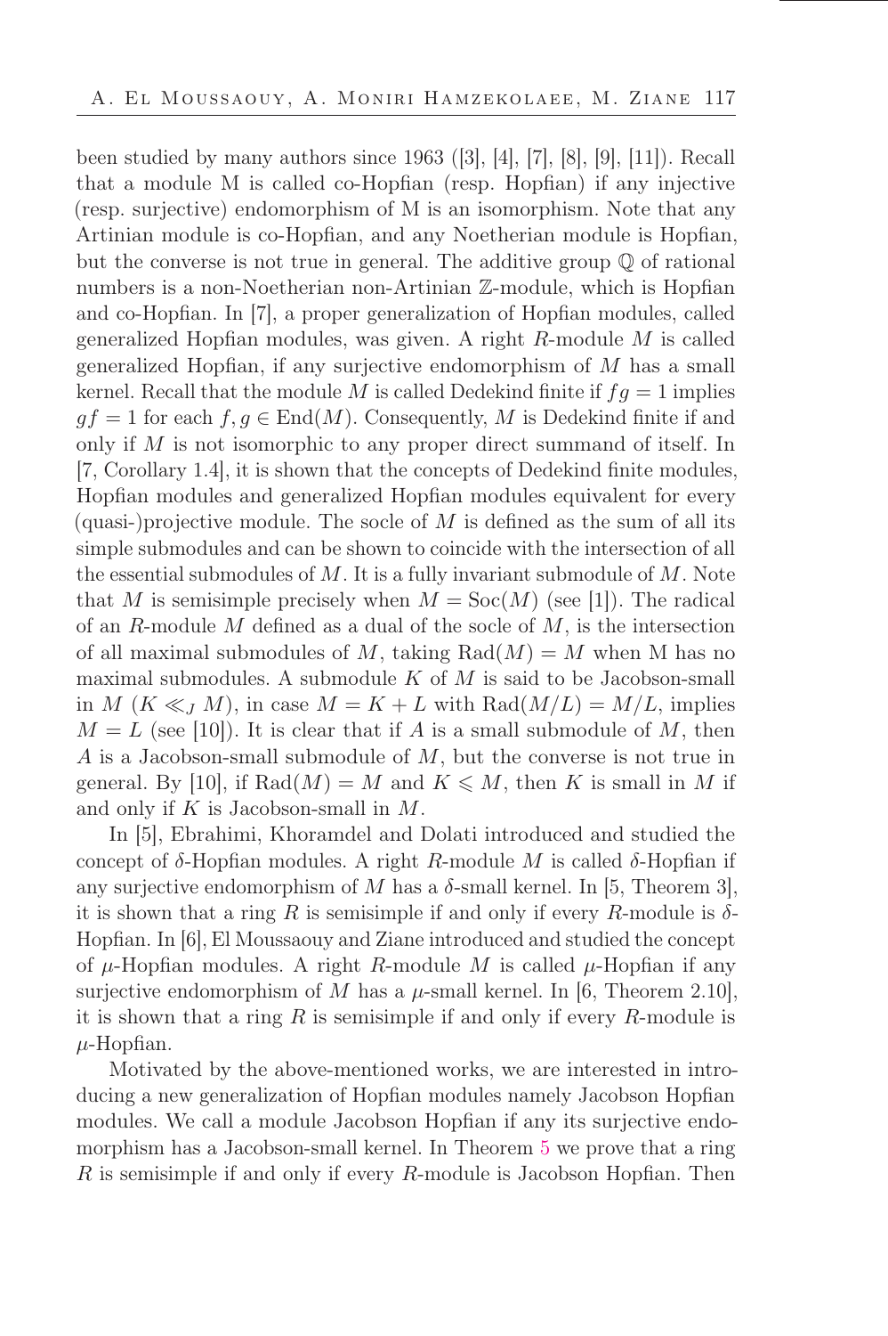been studied by many authors since 1963 ([3], [4], [7], [8], [9], [11]). Recall that a module M is called co-Hopfian (resp. Hopfian) if any injective (resp. surjective) endomorphism of M is an isomorphism. Note that any Artinian module is co-Hopfian, and any Noetherian module is Hopfian, but the converse is not true in general. The additive group $\mathbb{Q}$ of rational numbers is a non-Noetherian non-Artinian $\mathbb{Z}$-module, which is Hopfian and co-Hopfian. In [7], a proper generalization of Hopfian modules, called generalized Hopfian modules, was given. A right $R$-module $M$ is called generalized Hopfian, if any surjective endomorphism of $M$ has a small kernel. Recall that the module $M$ is called Dedekind finite if $fg = 1$ implies $gf = 1$ for each $f, g \in \mathrm{End}(M)$. Consequently, $M$ is Dedekind finite if and only if $M$ is not isomorphic to any proper direct summand of itself. In [7, Corollary 1.4], it is shown that the concepts of Dedekind finite modules, Hopfian modules and generalized Hopfian modules equivalent for every (quasi-)projective module. The socle of $M$ is defined as the sum of all its simple submodules and can be shown to coincide with the intersection of all the essential submodules of $M$. It is a fully invariant submodule of $M$. Note that $M$ is semisimple precisely when $M = \mathrm{Soc}(M)$ (see [1]). The radical of an $R$-module $M$ defined as a dual of the socle of $M$, is the intersection of all maximal submodules of $M$, taking $\mathrm{Rad}(M) = M$ when M has no maximal submodules. A submodule $K$ of $M$ is said to be Jacobson-small in $M$ ($K \ll_J M$), in case $M = K + L$ with $\mathrm{Rad}(M/L) = M/L$, implies $M = L$ (see [10]). It is clear that if $A$ is a small submodule of $M$, then $A$ is a Jacobson-small submodule of $M$, but the converse is not true in general. By [10], if $\mathrm{Rad}(M) = M$ and $K \leqslant M$, then $K$ is small in $M$ if and only if $K$ is Jacobson-small in $M$.

In [5], Ebrahimi, Khoramdel and Dolati introduced and studied the concept of $\delta$-Hopfian modules. A right $R$-module $M$ is called $\delta$-Hopfian if any surjective endomorphism of $M$ has a $\delta$-small kernel. In [5, Theorem 3], it is shown that a ring $R$ is semisimple if and only if every $R$-module is $\delta$-Hopfian. In [6], El Moussaouy and Ziane introduced and studied the concept of $\mu$-Hopfian modules. A right $R$-module $M$ is called $\mu$-Hopfian if any surjective endomorphism of $M$ has a $\mu$-small kernel. In [6, Theorem 2.10], it is shown that a ring $R$ is semisimple if and only if every $R$-module is $\mu$-Hopfian.

Motivated by the above-mentioned works, we are interested in introducing a new generalization of Hopfian modules namely Jacobson Hopfian modules. We call a module Jacobson Hopfian if any its surjective endomorphism has a Jacobson-small kernel. In Theorem 5 we prove that a ring $R$ is semisimple if and only if every $R$-module is Jacobson Hopfian. Then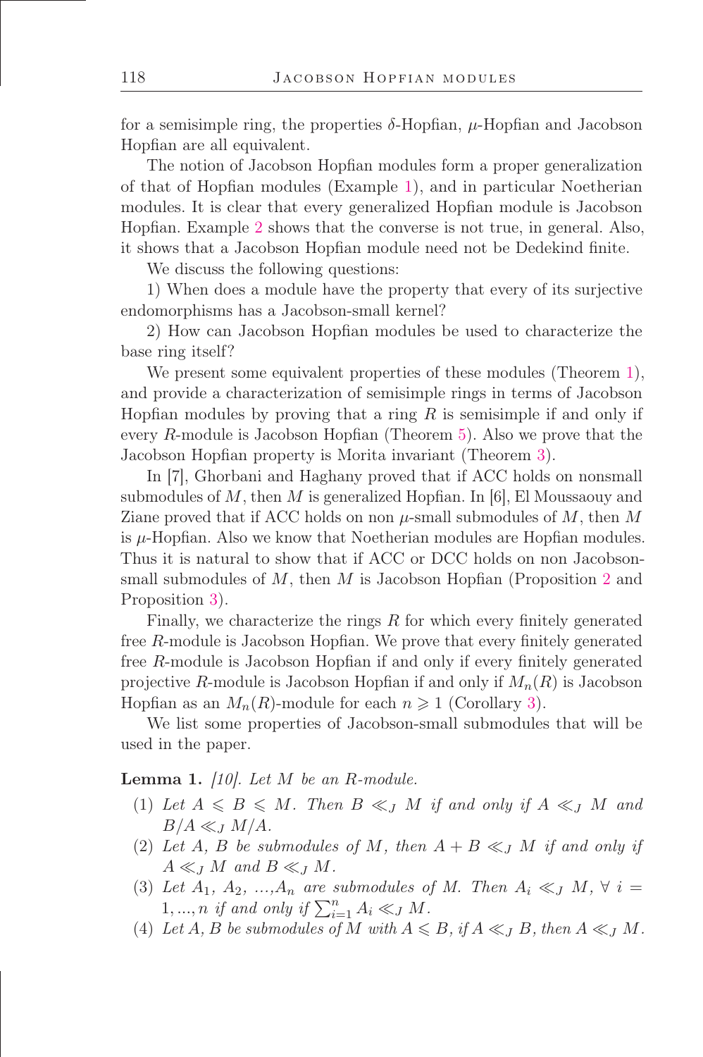for a semisimple ring, the properties $\delta$-Hopfian, $\mu$-Hopfian and Jacobson Hopfian are all equivalent.

The notion of Jacobson Hopfian modules form a proper generalization of that of Hopfian modules (Example 1), and in particular Noetherian modules. It is clear that every generalized Hopfian module is Jacobson Hopfian. Example 2 shows that the converse is not true, in general. Also, it shows that a Jacobson Hopfian module need not be Dedekind finite.

We discuss the following questions:

1) When does a module have the property that every of its surjective endomorphisms has a Jacobson-small kernel?

2) How can Jacobson Hopfian modules be used to characterize the base ring itself?

We present some equivalent properties of these modules (Theorem 1), and provide a characterization of semisimple rings in terms of Jacobson Hopfian modules by proving that a ring $R$ is semisimple if and only if every $R$-module is Jacobson Hopfian (Theorem 5). Also we prove that the Jacobson Hopfian property is Morita invariant (Theorem 3).

In [7], Ghorbani and Haghany proved that if ACC holds on nonsmall submodules of $M$, then $M$ is generalized Hopfian. In [6], El Moussaouy and Ziane proved that if ACC holds on non $\mu$-small submodules of $M$, then $M$ is $\mu$-Hopfian. Also we know that Noetherian modules are Hopfian modules. Thus it is natural to show that if ACC or DCC holds on non Jacobson-small submodules of $M$, then $M$ is Jacobson Hopfian (Proposition 2 and Proposition 3).

Finally, we characterize the rings $R$ for which every finitely generated free $R$-module is Jacobson Hopfian. We prove that every finitely generated free $R$-module is Jacobson Hopfian if and only if every finitely generated projective $R$-module is Jacobson Hopfian if and only if $M_n(R)$ is Jacobson Hopfian as an $M_n(R)$-module for each $n \geqslant 1$ (Corollary 3).

We list some properties of Jacobson-small submodules that will be used in the paper.

**Lemma 1.** *[10]. Let $M$ be an $R$-module.*

1. *Let $A \leqslant B \leqslant M$. Then $B \ll_J M$ if and only if $A \ll_J M$ and $B/A \ll_J M/A$.*
2. *Let $A$, $B$ be submodules of $M$, then $A + B \ll_J M$ if and only if $A \ll_J M$ and $B \ll_J M$.*
3. *Let $A_1$, $A_2$, ...,$A_n$ are submodules of $M$. Then $A_i \ll_J M$, $\forall\ i = 1, ..., n$ if and only if $\sum_{i=1}^{n} A_i \ll_J M$.*
4. *Let $A$, $B$ be submodules of $M$ with $A \leqslant B$, if $A \ll_J B$, then $A \ll_J M$.*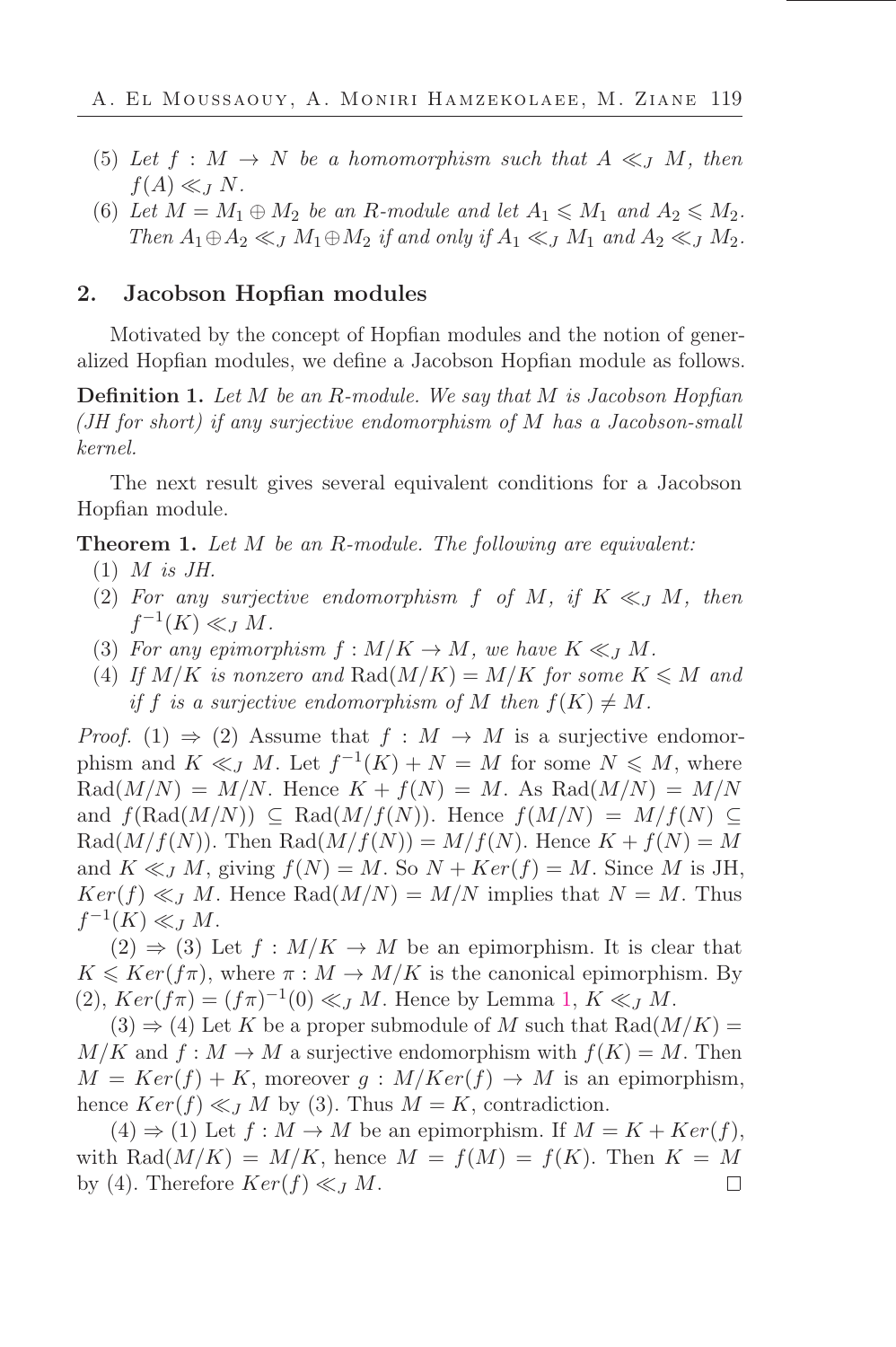(5) *Let $f : M \to N$ be a homomorphism such that $A \ll_J M$, then $f(A) \ll_J N$.*

(6) *Let $M = M_1 \oplus M_2$ be an $R$-module and let $A_1 \leqslant M_1$ and $A_2 \leqslant M_2$. Then $A_1 \oplus A_2 \ll_J M_1 \oplus M_2$ if and only if $A_1 \ll_J M_1$ and $A_2 \ll_J M_2$.*

## 2. Jacobson Hopfian modules

Motivated by the concept of Hopfian modules and the notion of generalized Hopfian modules, we define a Jacobson Hopfian module as follows.

**Definition 1.** *Let $M$ be an $R$-module. We say that $M$ is Jacobson Hopfian (JH for short) if any surjective endomorphism of $M$ has a Jacobson-small kernel.*

The next result gives several equivalent conditions for a Jacobson Hopfian module.

**Theorem 1.** *Let $M$ be an $R$-module. The following are equivalent:*

(1) *$M$ is JH.*

(2) *For any surjective endomorphism $f$ of $M$, if $K \ll_J M$, then $f^{-1}(K) \ll_J M$.*

(3) *For any epimorphism $f : M/K \to M$, we have $K \ll_J M$.*

(4) *If $M/K$ is nonzero and $\mathrm{Rad}(M/K) = M/K$ for some $K \leqslant M$ and if $f$ is a surjective endomorphism of $M$ then $f(K) \neq M$.*

*Proof.* (1) $\Rightarrow$ (2) Assume that $f : M \to M$ is a surjective endomorphism and $K \ll_J M$. Let $f^{-1}(K) + N = M$ for some $N \leqslant M$, where $\mathrm{Rad}(M/N) = M/N$. Hence $K + f(N) = M$. As $\mathrm{Rad}(M/N) = M/N$ and $f(\mathrm{Rad}(M/N)) \subseteq \mathrm{Rad}(M/f(N))$. Hence $f(M/N) = M/f(N) \subseteq \mathrm{Rad}(M/f(N))$. Then $\mathrm{Rad}(M/f(N)) = M/f(N)$. Hence $K + f(N) = M$ and $K \ll_J M$, giving $f(N) = M$. So $N + Ker(f) = M$. Since $M$ is JH, $Ker(f) \ll_J M$. Hence $\mathrm{Rad}(M/N) = M/N$ implies that $N = M$. Thus $f^{-1}(K) \ll_J M$.

(2) $\Rightarrow$ (3) Let $f : M/K \to M$ be an epimorphism. It is clear that $K \leqslant Ker(f\pi)$, where $\pi : M \to M/K$ is the canonical epimorphism. By (2), $Ker(f\pi) = (f\pi)^{-1}(0) \ll_J M$. Hence by Lemma 1, $K \ll_J M$.

(3) $\Rightarrow$ (4) Let $K$ be a proper submodule of $M$ such that $\mathrm{Rad}(M/K) = M/K$ and $f : M \to M$ a surjective endomorphism with $f(K) = M$. Then $M = Ker(f) + K$, moreover $g : M/Ker(f) \to M$ is an epimorphism, hence $Ker(f) \ll_J M$ by (3). Thus $M = K$, contradiction.

(4) $\Rightarrow$ (1) Let $f : M \to M$ be an epimorphism. If $M = K + Ker(f)$, with $\mathrm{Rad}(M/K) = M/K$, hence $M = f(M) = f(K)$. Then $K = M$ by (4). Therefore $Ker(f) \ll_J M$. $\square$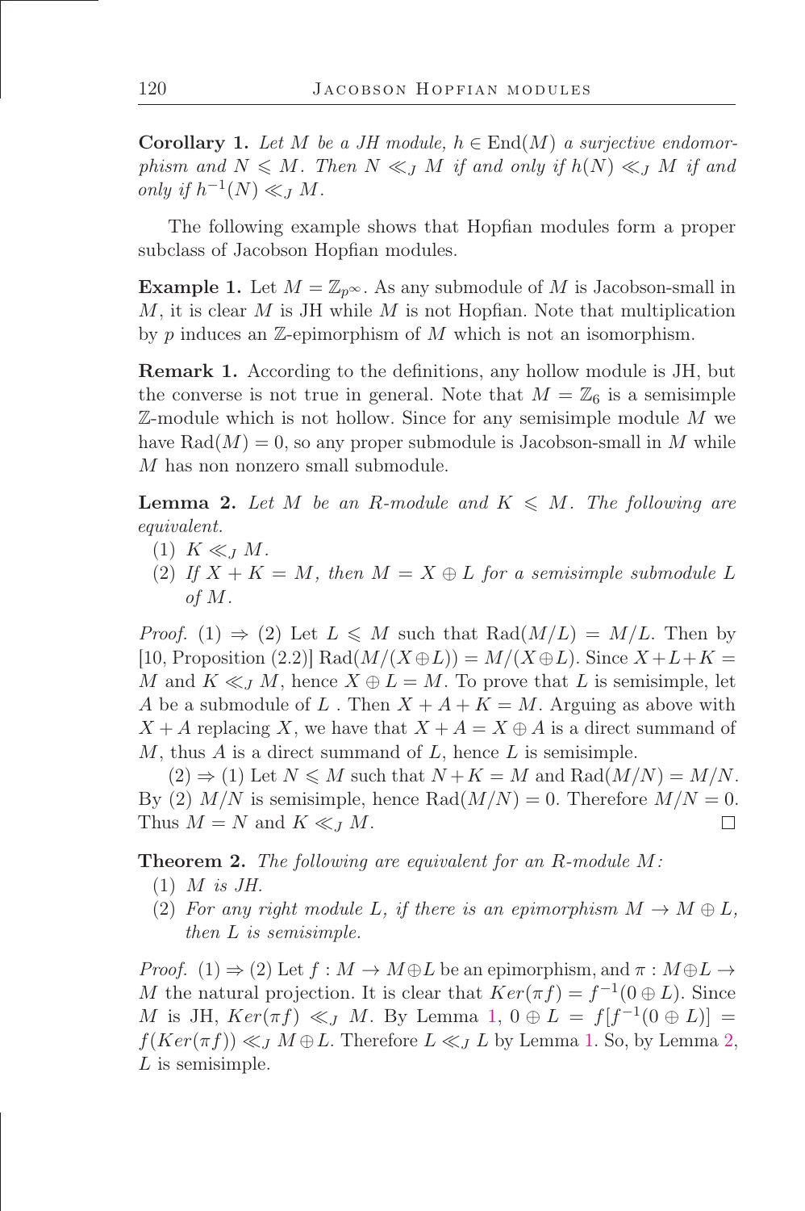**Corollary 1.** *Let $M$ be a JH module, $h \in \mathrm{End}(M)$ a surjective endomorphism and $N \leqslant M$. Then $N \ll_J M$ if and only if $h(N) \ll_J M$ if and only if $h^{-1}(N) \ll_J M$.*

The following example shows that Hopfian modules form a proper subclass of Jacobson Hopfian modules.

**Example 1.** Let $M = \mathbb{Z}_{p^\infty}$. As any submodule of $M$ is Jacobson-small in $M$, it is clear $M$ is JH while $M$ is not Hopfian. Note that multiplication by $p$ induces an $\mathbb{Z}$-epimorphism of $M$ which is not an isomorphism.

**Remark 1.** According to the definitions, any hollow module is JH, but the converse is not true in general. Note that $M = \mathbb{Z}_6$ is a semisimple $\mathbb{Z}$-module which is not hollow. Since for any semisimple module $M$ we have $\mathrm{Rad}(M) = 0$, so any proper submodule is Jacobson-small in $M$ while $M$ has non nonzero small submodule.

**Lemma 2.** *Let $M$ be an $R$-module and $K \leqslant M$. The following are equivalent.*

(1) $K \ll_J M$.

(2) *If $X + K = M$, then $M = X \oplus L$ for a semisimple submodule $L$ of $M$.*

*Proof.* (1) $\Rightarrow$ (2) Let $L \leqslant M$ such that $\mathrm{Rad}(M/L) = M/L$. Then by [10, Proposition (2.2)] $\mathrm{Rad}(M/(X \oplus L)) = M/(X \oplus L)$. Since $X + L + K = M$ and $K \ll_J M$, hence $X \oplus L = M$. To prove that $L$ is semisimple, let $A$ be a submodule of $L$. Then $X + A + K = M$. Arguing as above with $X + A$ replacing $X$, we have that $X + A = X \oplus A$ is a direct summand of $M$, thus $A$ is a direct summand of $L$, hence $L$ is semisimple.

(2) $\Rightarrow$ (1) Let $N \leqslant M$ such that $N + K = M$ and $\mathrm{Rad}(M/N) = M/N$. By (2) $M/N$ is semisimple, hence $\mathrm{Rad}(M/N) = 0$. Therefore $M/N = 0$. Thus $M = N$ and $K \ll_J M$. □

**Theorem 2.** *The following are equivalent for an $R$-module $M$:*

(1) *$M$ is JH.*

(2) *For any right module $L$, if there is an epimorphism $M \to M \oplus L$, then $L$ is semisimple.*

*Proof.* (1) $\Rightarrow$ (2) Let $f : M \to M \oplus L$ be an epimorphism, and $\pi : M \oplus L \to M$ the natural projection. It is clear that $Ker(\pi f) = f^{-1}(0 \oplus L)$. Since $M$ is JH, $Ker(\pi f) \ll_J M$. By Lemma 1, $0 \oplus L = f[f^{-1}(0 \oplus L)] = f(Ker(\pi f)) \ll_J M \oplus L$. Therefore $L \ll_J L$ by Lemma 1. So, by Lemma 2, $L$ is semisimple.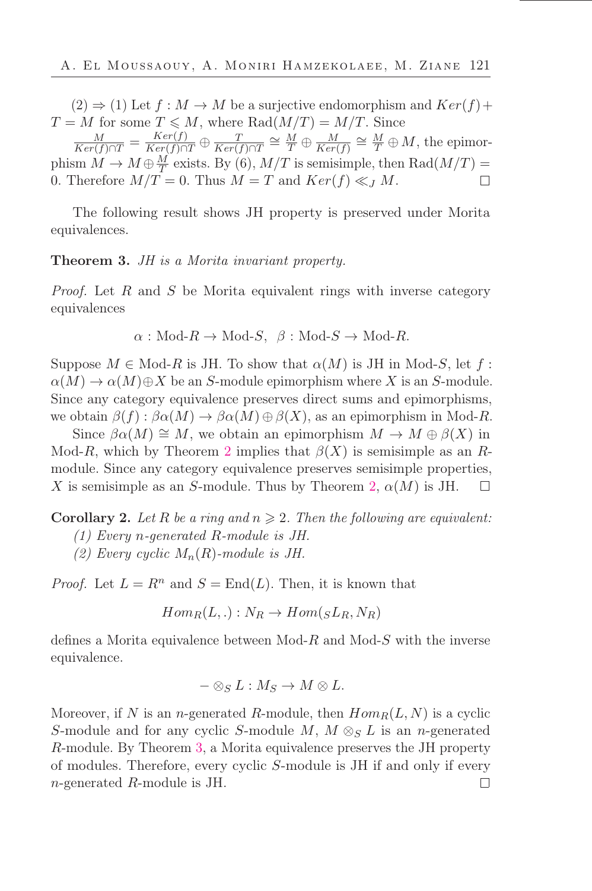(2) $\Rightarrow$ (1) Let $f : M \to M$ be a surjective endomorphism and $Ker(f) + T = M$ for some $T \leqslant M$, where $\mathrm{Rad}(M/T) = M/T$. Since $\frac{M}{Ker(f) \cap T} = \frac{Ker(f)}{Ker(f) \cap T} \oplus \frac{T}{Ker(f) \cap T} \cong \frac{M}{T} \oplus \frac{M}{Ker(f)} \cong \frac{M}{T} \oplus M$, the epimorphism $M \to M \oplus \frac{M}{T}$ exists. By (6), $M/T$ is semisimple, then $\mathrm{Rad}(M/T) = 0$. Therefore $M/T = 0$. Thus $M = T$ and $Ker(f) \ll_J M$. □

The following result shows JH property is preserved under Morita equivalences.

**Theorem 3.** *JH is a Morita invariant property.*

*Proof.* Let $R$ and $S$ be Morita equivalent rings with inverse category equivalences

$$\alpha : \text{Mod-}R \to \text{Mod-}S, \ \ \beta : \text{Mod-}S \to \text{Mod-}R.$$

Suppose $M \in \text{Mod-}R$ is JH. To show that $\alpha(M)$ is JH in Mod-$S$, let $f : \alpha(M) \to \alpha(M) \oplus X$ be an $S$-module epimorphism where $X$ is an $S$-module. Since any category equivalence preserves direct sums and epimorphisms, we obtain $\beta(f) : \beta\alpha(M) \to \beta\alpha(M) \oplus \beta(X)$, as an epimorphism in Mod-$R$.

Since $\beta\alpha(M) \cong M$, we obtain an epimorphism $M \to M \oplus \beta(X)$ in Mod-$R$, which by Theorem 2 implies that $\beta(X)$ is semisimple as an $R$-module. Since any category equivalence preserves semisimple properties, $X$ is semisimple as an $S$-module. Thus by Theorem 2, $\alpha(M)$ is JH. □

**Corollary 2.** *Let $R$ be a ring and $n \geqslant 2$. Then the following are equivalent:*

*(1) Every $n$-generated $R$-module is JH.*

*(2) Every cyclic $M_n(R)$-module is JH.*

*Proof.* Let $L = R^n$ and $S = \mathrm{End}(L)$. Then, it is known that

$$Hom_R(L, .) : N_R \to Hom({}_S L_R, N_R)$$

defines a Morita equivalence between Mod-$R$ and Mod-$S$ with the inverse equivalence.

$$- \otimes_S L : M_S \to M \otimes L.$$

Moreover, if $N$ is an $n$-generated $R$-module, then $Hom_R(L, N)$ is a cyclic $S$-module and for any cyclic $S$-module $M$, $M \otimes_S L$ is an $n$-generated $R$-module. By Theorem 3, a Morita equivalence preserves the JH property of modules. Therefore, every cyclic $S$-module is JH if and only if every $n$-generated $R$-module is JH. □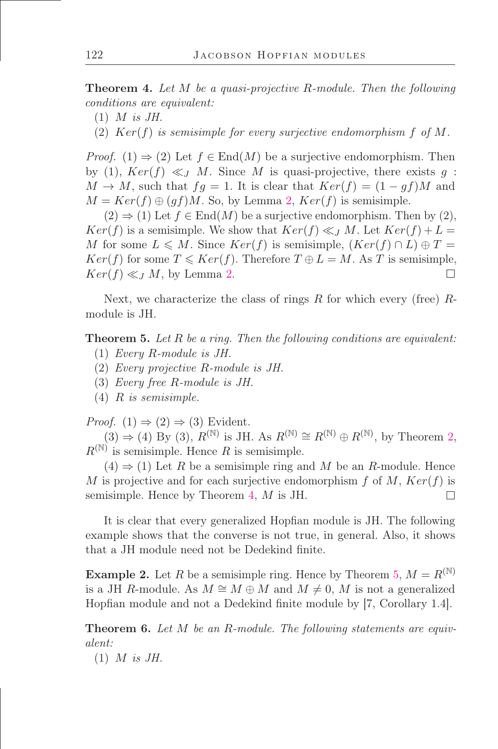**Theorem 4.** *Let $M$ be a quasi-projective $R$-module. Then the following conditions are equivalent:*

(1) *$M$ is JH.*

(2) *$Ker(f)$ is semisimple for every surjective endomorphism $f$ of $M$.*

*Proof.* (1) $\Rightarrow$ (2) Let $f \in \mathrm{End}(M)$ be a surjective endomorphism. Then by (1), $Ker(f) \ll_J M$. Since $M$ is quasi-projective, there exists $g : M \to M$, such that $fg = 1$. It is clear that $Ker(f) = (1 - gf)M$ and $M = Ker(f) \oplus (gf)M$. So, by Lemma 2, $Ker(f)$ is semisimple.

(2) $\Rightarrow$ (1) Let $f \in \mathrm{End}(M)$ be a surjective endomorphism. Then by (2), $Ker(f)$ is a semisimple. We show that $Ker(f) \ll_J M$. Let $Ker(f) + L = M$ for some $L \leqslant M$. Since $Ker(f)$ is semisimple, $(Ker(f) \cap L) \oplus T = Ker(f)$ for some $T \leqslant Ker(f)$. Therefore $T \oplus L = M$. As $T$ is semisimple, $Ker(f) \ll_J M$, by Lemma 2. □

Next, we characterize the class of rings $R$ for which every (free) $R$-module is JH.

**Theorem 5.** *Let $R$ be a ring. Then the following conditions are equivalent:*

(1) *Every $R$-module is JH.*

(2) *Every projective $R$-module is JH.*

(3) *Every free $R$-module is JH.*

(4) *$R$ is semisimple.*

*Proof.* (1) $\Rightarrow$ (2) $\Rightarrow$ (3) Evident.

(3) $\Rightarrow$ (4) By (3), $R^{(\mathbb{N})}$ is JH. As $R^{(\mathbb{N})} \cong R^{(\mathbb{N})} \oplus R^{(\mathbb{N})}$, by Theorem 2, $R^{(\mathbb{N})}$ is semisimple. Hence $R$ is semisimple.

(4) $\Rightarrow$ (1) Let $R$ be a semisimple ring and $M$ be an $R$-module. Hence $M$ is projective and for each surjective endomorphism $f$ of $M$, $Ker(f)$ is semisimple. Hence by Theorem 4, $M$ is JH. □

It is clear that every generalized Hopfian module is JH. The following example shows that the converse is not true, in general. Also, it shows that a JH module need not be Dedekind finite.

**Example 2.** Let $R$ be a semisimple ring. Hence by Theorem 5, $M = R^{(\mathbb{N})}$ is a JH $R$-module. As $M \cong M \oplus M$ and $M \neq 0$, $M$ is not a generalized Hopfian module and not a Dedekind finite module by [7, Corollary 1.4].

**Theorem 6.** *Let $M$ be an $R$-module. The following statements are equivalent:*

(1) *$M$ is JH.*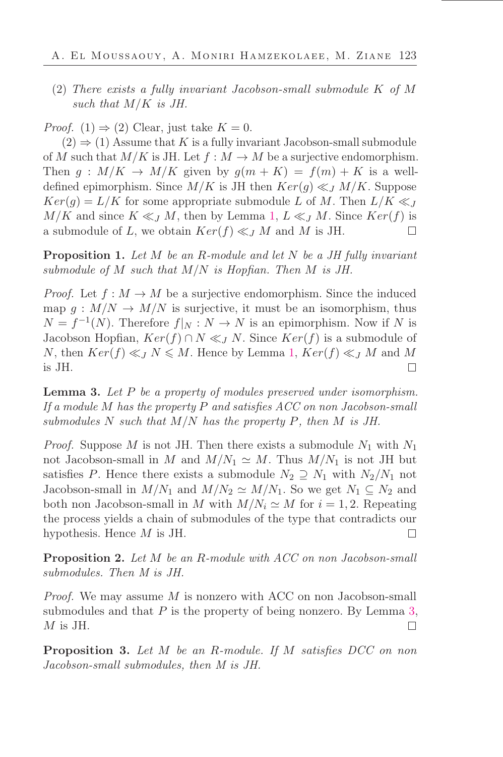(2) *There exists a fully invariant Jacobson-small submodule $K$ of $M$ such that $M/K$ is JH.*

*Proof.* (1) $\Rightarrow$ (2) Clear, just take $K = 0$.

(2) $\Rightarrow$ (1) Assume that $K$ is a fully invariant Jacobson-small submodule of $M$ such that $M/K$ is JH. Let $f : M \to M$ be a surjective endomorphism. Then $g : M/K \to M/K$ given by $g(m + K) = f(m) + K$ is a well-defined epimorphism. Since $M/K$ is JH then $Ker(g) \ll_J M/K$. Suppose $Ker(g) = L/K$ for some appropriate submodule $L$ of $M$. Then $L/K \ll_J M/K$ and since $K \ll_J M$, then by Lemma 1, $L \ll_J M$. Since $Ker(f)$ is a submodule of $L$, we obtain $Ker(f) \ll_J M$ and $M$ is JH. $\square$

**Proposition 1.** *Let $M$ be an $R$-module and let $N$ be a JH fully invariant submodule of $M$ such that $M/N$ is Hopfian. Then $M$ is JH.*

*Proof.* Let $f : M \to M$ be a surjective endomorphism. Since the induced map $g : M/N \to M/N$ is surjective, it must be an isomorphism, thus $N = f^{-1}(N)$. Therefore $f|_N : N \to N$ is an epimorphism. Now if $N$ is Jacobson Hopfian, $Ker(f) \cap N \ll_J N$. Since $Ker(f)$ is a submodule of $N$, then $Ker(f) \ll_J N \leqslant M$. Hence by Lemma 1, $Ker(f) \ll_J M$ and $M$ is JH. $\square$

**Lemma 3.** *Let $P$ be a property of modules preserved under isomorphism. If a module $M$ has the property $P$ and satisfies ACC on non Jacobson-small submodules $N$ such that $M/N$ has the property $P$, then $M$ is JH.*

*Proof.* Suppose $M$ is not JH. Then there exists a submodule $N_1$ with $N_1$ not Jacobson-small in $M$ and $M/N_1 \simeq M$. Thus $M/N_1$ is not JH but satisfies $P$. Hence there exists a submodule $N_2 \supseteq N_1$ with $N_2/N_1$ not Jacobson-small in $M/N_1$ and $M/N_2 \simeq M/N_1$. So we get $N_1 \subseteq N_2$ and both non Jacobson-small in $M$ with $M/N_i \simeq M$ for $i = 1, 2$. Repeating the process yields a chain of submodules of the type that contradicts our hypothesis. Hence $M$ is JH. $\square$

**Proposition 2.** *Let $M$ be an $R$-module with ACC on non Jacobson-small submodules. Then $M$ is JH.*

*Proof.* We may assume $M$ is nonzero with ACC on non Jacobson-small submodules and that $P$ is the property of being nonzero. By Lemma 3, $M$ is JH. $\square$

**Proposition 3.** *Let $M$ be an $R$-module. If $M$ satisfies DCC on non Jacobson-small submodules, then $M$ is JH.*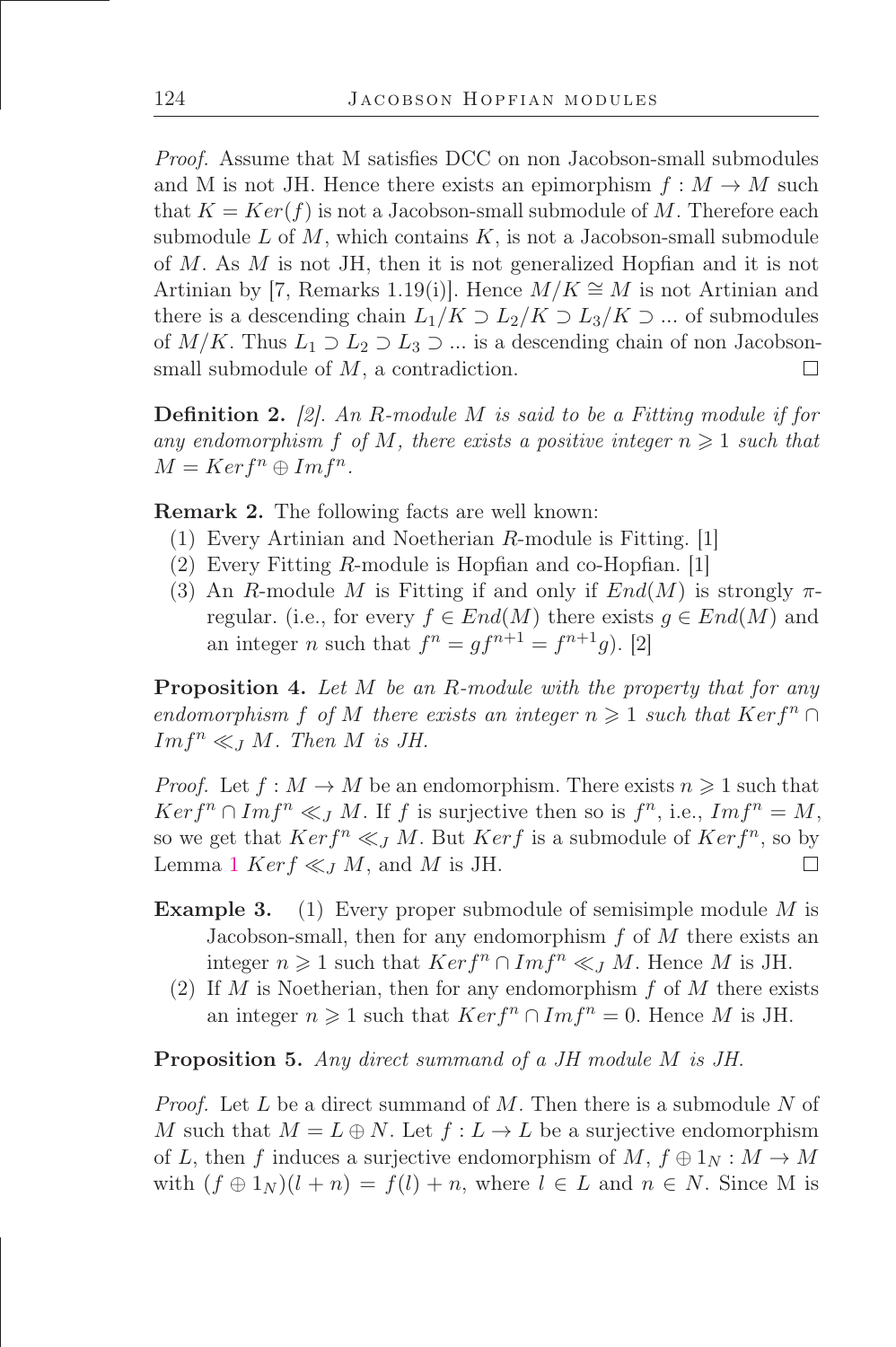*Proof.* Assume that M satisfies DCC on non Jacobson-small submodules and M is not JH. Hence there exists an epimorphism $f : M \to M$ such that $K = Ker(f)$ is not a Jacobson-small submodule of $M$. Therefore each submodule $L$ of $M$, which contains $K$, is not a Jacobson-small submodule of $M$. As $M$ is not JH, then it is not generalized Hopfian and it is not Artinian by [7, Remarks 1.19(i)]. Hence $M/K \cong M$ is not Artinian and there is a descending chain $L_1/K \supset L_2/K \supset L_3/K \supset \ldots$ of submodules of $M/K$. Thus $L_1 \supset L_2 \supset L_3 \supset \ldots$ is a descending chain of non Jacobson-small submodule of $M$, a contradiction. $\square$

**Definition 2.** *[2]. An R-module M is said to be a Fitting module if for any endomorphism $f$ of M, there exists a positive integer $n \geqslant 1$ such that $M = Kerf^n \oplus Imf^n$.*

**Remark 2.** The following facts are well known:

1. Every Artinian and Noetherian $R$-module is Fitting. [1]
2. Every Fitting $R$-module is Hopfian and co-Hopfian. [1]
3. An $R$-module $M$ is Fitting if and only if $End(M)$ is strongly $\pi$-regular. (i.e., for every $f \in End(M)$ there exists $g \in End(M)$ and an integer $n$ such that $f^n = gf^{n+1} = f^{n+1}g$). [2]

**Proposition 4.** *Let $M$ be an R-module with the property that for any endomorphism $f$ of $M$ there exists an integer $n \geqslant 1$ such that $Kerf^n \cap Imf^n \ll_J M$. Then $M$ is JH.*

*Proof.* Let $f : M \to M$ be an endomorphism. There exists $n \geqslant 1$ such that $Kerf^n \cap Imf^n \ll_J M$. If $f$ is surjective then so is $f^n$, i.e., $Imf^n = M$, so we get that $Kerf^n \ll_J M$. But $Kerf$ is a submodule of $Kerf^n$, so by Lemma 1 $Kerf \ll_J M$, and $M$ is JH. $\square$

**Example 3.**

1. Every proper submodule of semisimple module $M$ is Jacobson-small, then for any endomorphism $f$ of $M$ there exists an integer $n \geqslant 1$ such that $Kerf^n \cap Imf^n \ll_J M$. Hence $M$ is JH.
2. If $M$ is Noetherian, then for any endomorphism $f$ of $M$ there exists an integer $n \geqslant 1$ such that $Kerf^n \cap Imf^n = 0$. Hence $M$ is JH.

**Proposition 5.** *Any direct summand of a JH module $M$ is JH.*

*Proof.* Let $L$ be a direct summand of $M$. Then there is a submodule $N$ of $M$ such that $M = L \oplus N$. Let $f : L \to L$ be a surjective endomorphism of $L$, then $f$ induces a surjective endomorphism of $M$, $f \oplus 1_N : M \to M$ with $(f \oplus 1_N)(l + n) = f(l) + n$, where $l \in L$ and $n \in N$. Since M is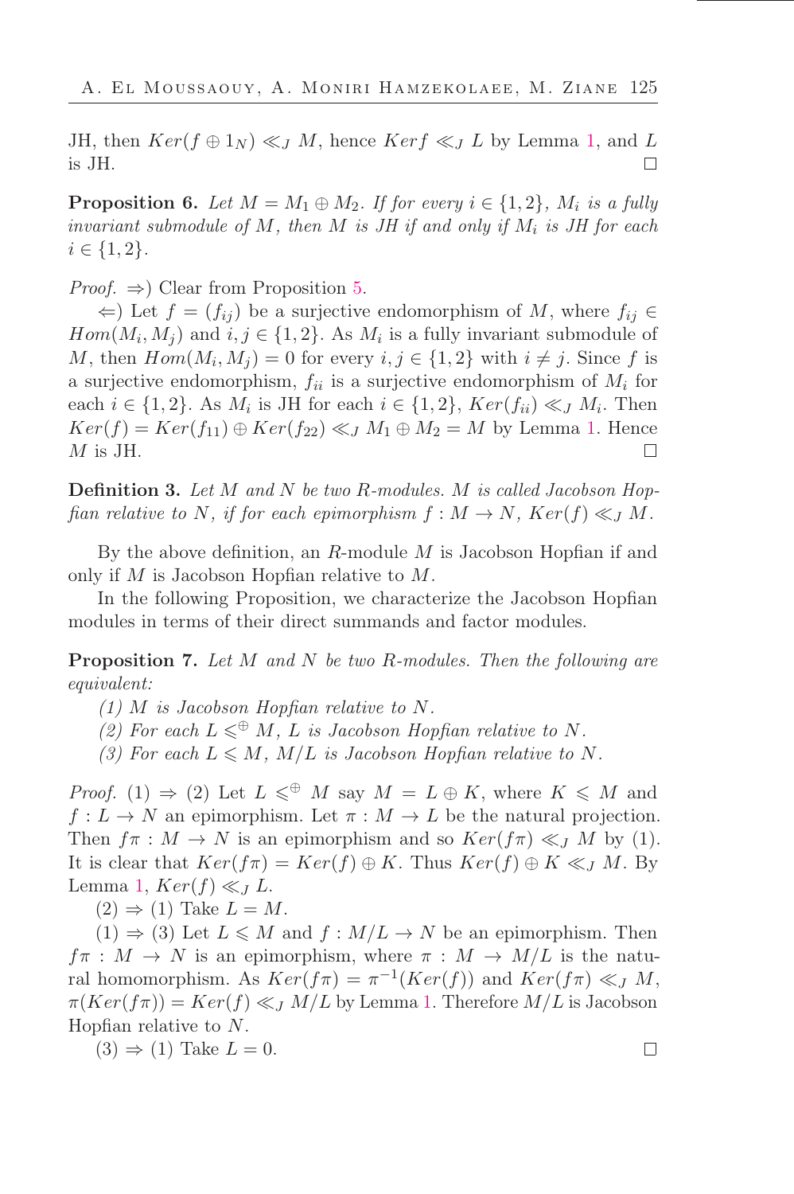JH, then $Ker(f \oplus 1_N) \ll_J M$, hence $Ker f \ll_J L$ by Lemma 1, and $L$ is JH. $\square$

**Proposition 6.** *Let $M = M_1 \oplus M_2$. If for every $i \in \{1, 2\}$, $M_i$ is a fully invariant submodule of $M$, then $M$ is JH if and only if $M_i$ is JH for each $i \in \{1, 2\}$.*

*Proof.* $\Rightarrow$) Clear from Proposition 5.

$\Leftarrow$) Let $f = (f_{ij})$ be a surjective endomorphism of $M$, where $f_{ij} \in Hom(M_i, M_j)$ and $i, j \in \{1, 2\}$. As $M_i$ is a fully invariant submodule of $M$, then $Hom(M_i, M_j) = 0$ for every $i, j \in \{1, 2\}$ with $i \neq j$. Since $f$ is a surjective endomorphism, $f_{ii}$ is a surjective endomorphism of $M_i$ for each $i \in \{1, 2\}$. As $M_i$ is JH for each $i \in \{1, 2\}$, $Ker(f_{ii}) \ll_J M_i$. Then $Ker(f) = Ker(f_{11}) \oplus Ker(f_{22}) \ll_J M_1 \oplus M_2 = M$ by Lemma 1. Hence $M$ is JH. $\square$

**Definition 3.** *Let $M$ and $N$ be two $R$-modules. $M$ is called Jacobson Hopfian relative to $N$, if for each epimorphism $f : M \to N$, $Ker(f) \ll_J M$.*

By the above definition, an $R$-module $M$ is Jacobson Hopfian if and only if $M$ is Jacobson Hopfian relative to $M$.

In the following Proposition, we characterize the Jacobson Hopfian modules in terms of their direct summands and factor modules.

**Proposition 7.** *Let $M$ and $N$ be two $R$-modules. Then the following are equivalent:*

*(1) $M$ is Jacobson Hopfian relative to $N$.*

*(2) For each $L \leqslant^{\oplus} M$, $L$ is Jacobson Hopfian relative to $N$.*

*(3) For each $L \leqslant M$, $M/L$ is Jacobson Hopfian relative to $N$.*

*Proof.* (1) $\Rightarrow$ (2) Let $L \leqslant^{\oplus} M$ say $M = L \oplus K$, where $K \leqslant M$ and $f : L \to N$ an epimorphism. Let $\pi : M \to L$ be the natural projection. Then $f\pi : M \to N$ is an epimorphism and so $Ker(f\pi) \ll_J M$ by (1). It is clear that $Ker(f\pi) = Ker(f) \oplus K$. Thus $Ker(f) \oplus K \ll_J M$. By Lemma 1, $Ker(f) \ll_J L$.

(2) $\Rightarrow$ (1) Take $L = M$.

(1) $\Rightarrow$ (3) Let $L \leqslant M$ and $f : M/L \to N$ be an epimorphism. Then $f\pi : M \to N$ is an epimorphism, where $\pi : M \to M/L$ is the natural homomorphism. As $Ker(f\pi) = \pi^{-1}(Ker(f))$ and $Ker(f\pi) \ll_J M$, $\pi(Ker(f\pi)) = Ker(f) \ll_J M/L$ by Lemma 1. Therefore $M/L$ is Jacobson Hopfian relative to $N$.

(3) $\Rightarrow$ (1) Take $L = 0$. $\square$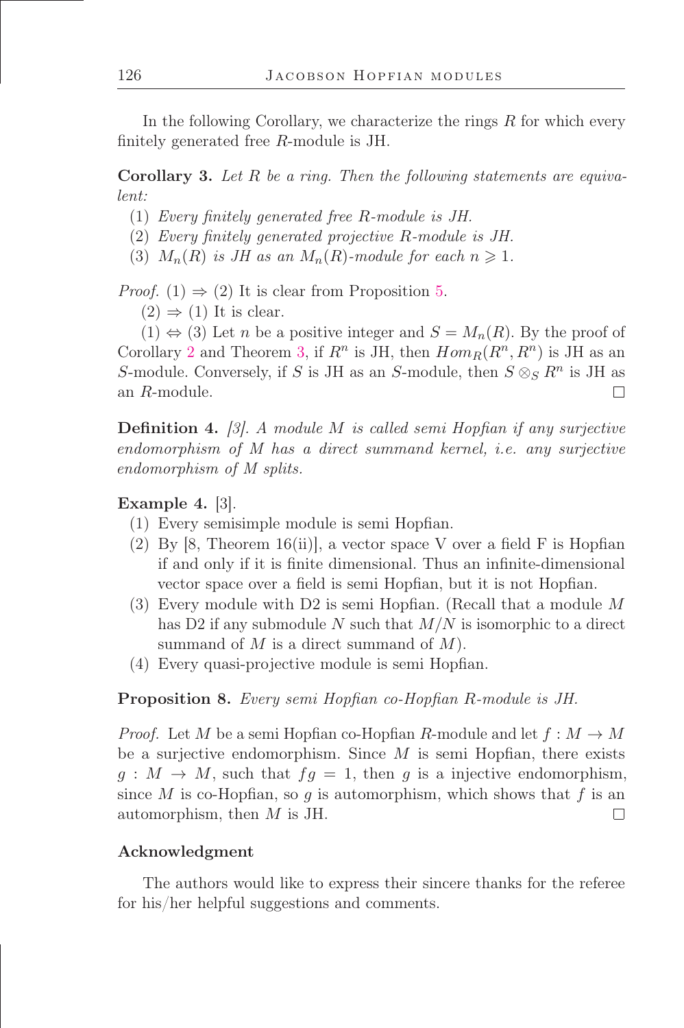In the following Corollary, we characterize the rings $R$ for which every finitely generated free $R$-module is JH.

**Corollary 3.** *Let $R$ be a ring. Then the following statements are equivalent:*

1. *Every finitely generated free $R$-module is JH.*
2. *Every finitely generated projective $R$-module is JH.*
3. *$M_n(R)$ is JH as an $M_n(R)$-module for each $n \geqslant 1$.*

*Proof.* (1) $\Rightarrow$ (2) It is clear from Proposition 5.

(2) $\Rightarrow$ (1) It is clear.

(1) $\Leftrightarrow$ (3) Let $n$ be a positive integer and $S = M_n(R)$. By the proof of Corollary 2 and Theorem 3, if $R^n$ is JH, then $Hom_R(R^n, R^n)$ is JH as an $S$-module. Conversely, if $S$ is JH as an $S$-module, then $S \otimes_S R^n$ is JH as an $R$-module. □

**Definition 4.** *[3]. A module $M$ is called semi Hopfian if any surjective endomorphism of $M$ has a direct summand kernel, i.e. any surjective endomorphism of $M$ splits.*

**Example 4.** [3].

1. Every semisimple module is semi Hopfian.
2. By [8, Theorem 16(ii)], a vector space V over a field F is Hopfian if and only if it is finite dimensional. Thus an infinite-dimensional vector space over a field is semi Hopfian, but it is not Hopfian.
3. Every module with D2 is semi Hopfian. (Recall that a module $M$ has D2 if any submodule $N$ such that $M/N$ is isomorphic to a direct summand of $M$ is a direct summand of $M$).
4. Every quasi-projective module is semi Hopfian.

**Proposition 8.** *Every semi Hopfian co-Hopfian $R$-module is JH.*

*Proof.* Let $M$ be a semi Hopfian co-Hopfian $R$-module and let $f : M \to M$ be a surjective endomorphism. Since $M$ is semi Hopfian, there exists $g : M \to M$, such that $fg = 1$, then $g$ is a injective endomorphism, since $M$ is co-Hopfian, so $g$ is automorphism, which shows that $f$ is an automorphism, then $M$ is JH. □

## Acknowledgment

The authors would like to express their sincere thanks for the referee for his/her helpful suggestions and comments.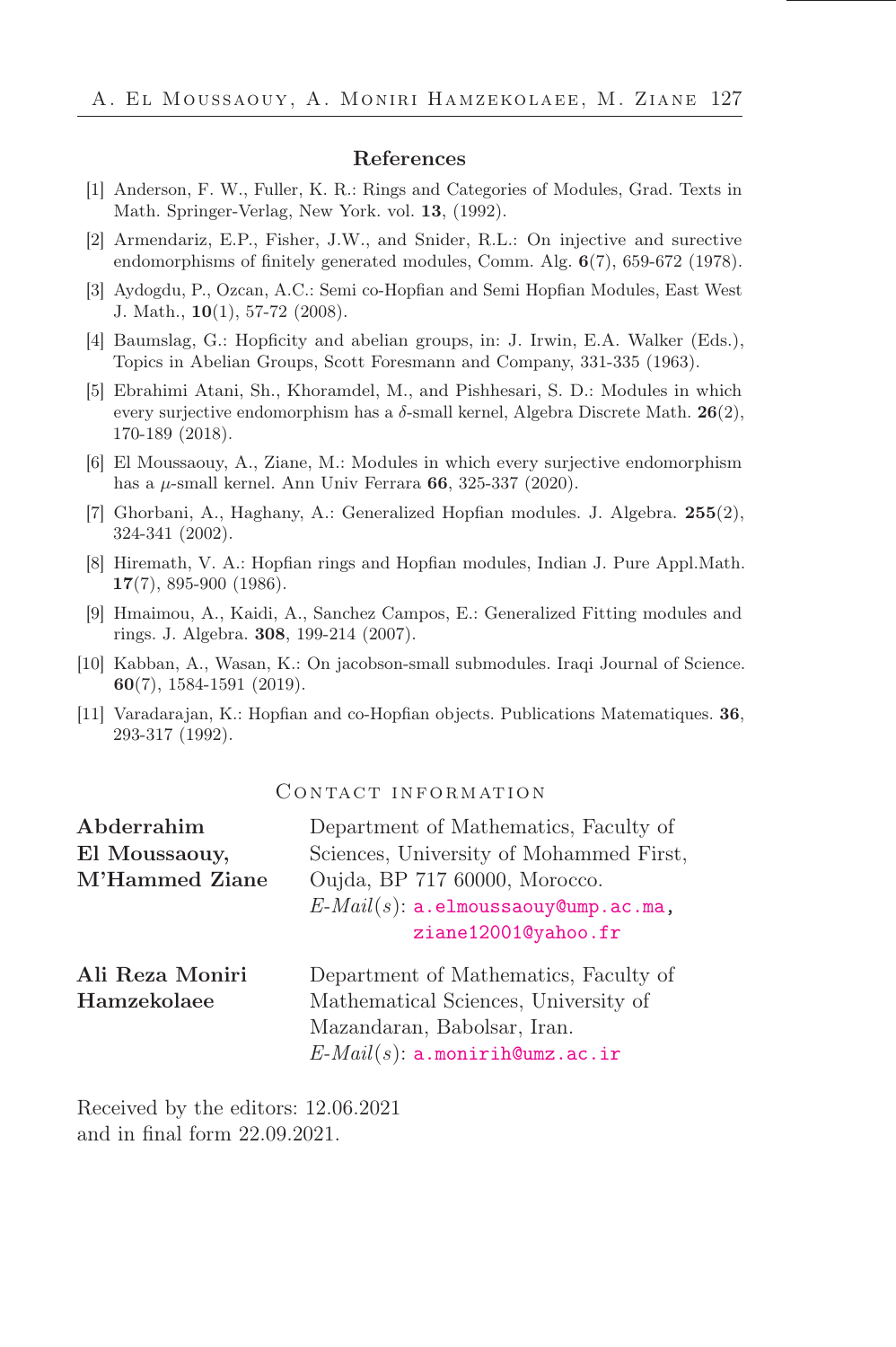## References

[1] Anderson, F. W., Fuller, K. R.: Rings and Categories of Modules, Grad. Texts in Math. Springer-Verlag, New York. vol. **13**, (1992).

[2] Armendariz, E.P., Fisher, J.W., and Snider, R.L.: On injective and surective endomorphisms of finitely generated modules, Comm. Alg. **6**(7), 659-672 (1978).

[3] Aydogdu, P., Ozcan, A.C.: Semi co-Hopfian and Semi Hopfian Modules, East West J. Math., **10**(1), 57-72 (2008).

[4] Baumslag, G.: Hopficity and abelian groups, in: J. Irwin, E.A. Walker (Eds.), Topics in Abelian Groups, Scott Foresmann and Company, 331-335 (1963).

[5] Ebrahimi Atani, Sh., Khoramdel, M., and Pishhesari, S. D.: Modules in which every surjective endomorphism has a $\delta$-small kernel, Algebra Discrete Math. **26**(2), 170-189 (2018).

[6] El Moussaouy, A., Ziane, M.: Modules in which every surjective endomorphism has a $\mu$-small kernel. Ann Univ Ferrara **66**, 325-337 (2020).

[7] Ghorbani, A., Haghany, A.: Generalized Hopfian modules. J. Algebra. **255**(2), 324-341 (2002).

[8] Hiremath, V. A.: Hopfian rings and Hopfian modules, Indian J. Pure Appl.Math. **17**(7), 895-900 (1986).

[9] Hmaimou, A., Kaidi, A., Sanchez Campos, E.: Generalized Fitting modules and rings. J. Algebra. **308**, 199-214 (2007).

[10] Kabban, A., Wasan, K.: On jacobson-small submodules. Iraqi Journal of Science. **60**(7), 1584-1591 (2019).

[11] Varadarajan, K.: Hopfian and co-Hopfian objects. Publications Matematiques. **36**, 293-317 (1992).

## Contact information

**Abderrahim El Moussaouy, M'Hammed Ziane**
Department of Mathematics, Faculty of Sciences, University of Mohammed First, Oujda, BP 717 60000, Morocco.
*E-Mail(s)*: a.elmoussaouy@ump.ac.ma, ziane12001@yahoo.fr

**Ali Reza Moniri Hamzekolaee**
Department of Mathematics, Faculty of Mathematical Sciences, University of Mazandaran, Babolsar, Iran.
*E-Mail(s)*: a.monirih@umz.ac.ir

Received by the editors: 12.06.2021
and in final form 22.09.2021.